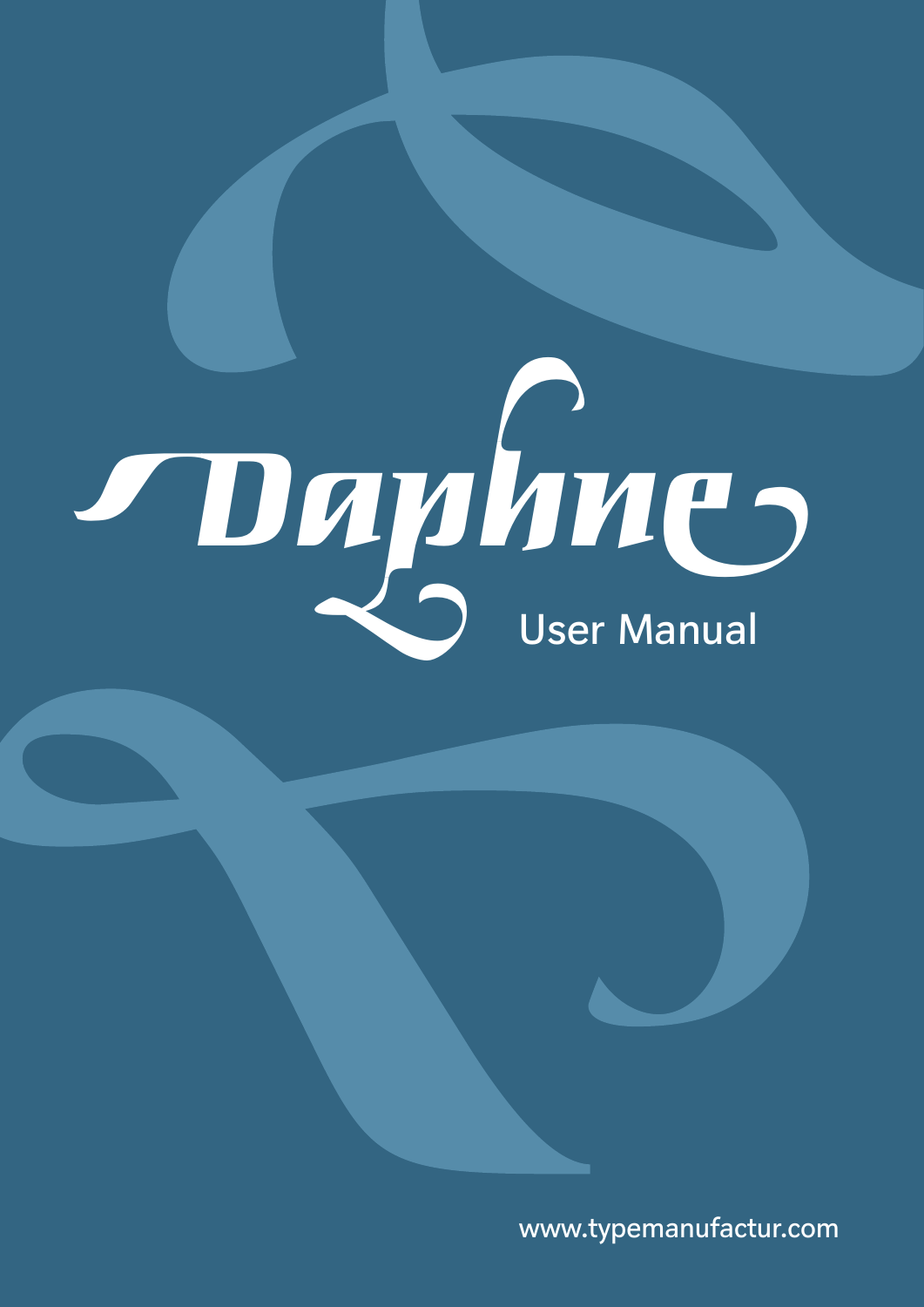# Daphne

## User Manual

www.typemanufactur.com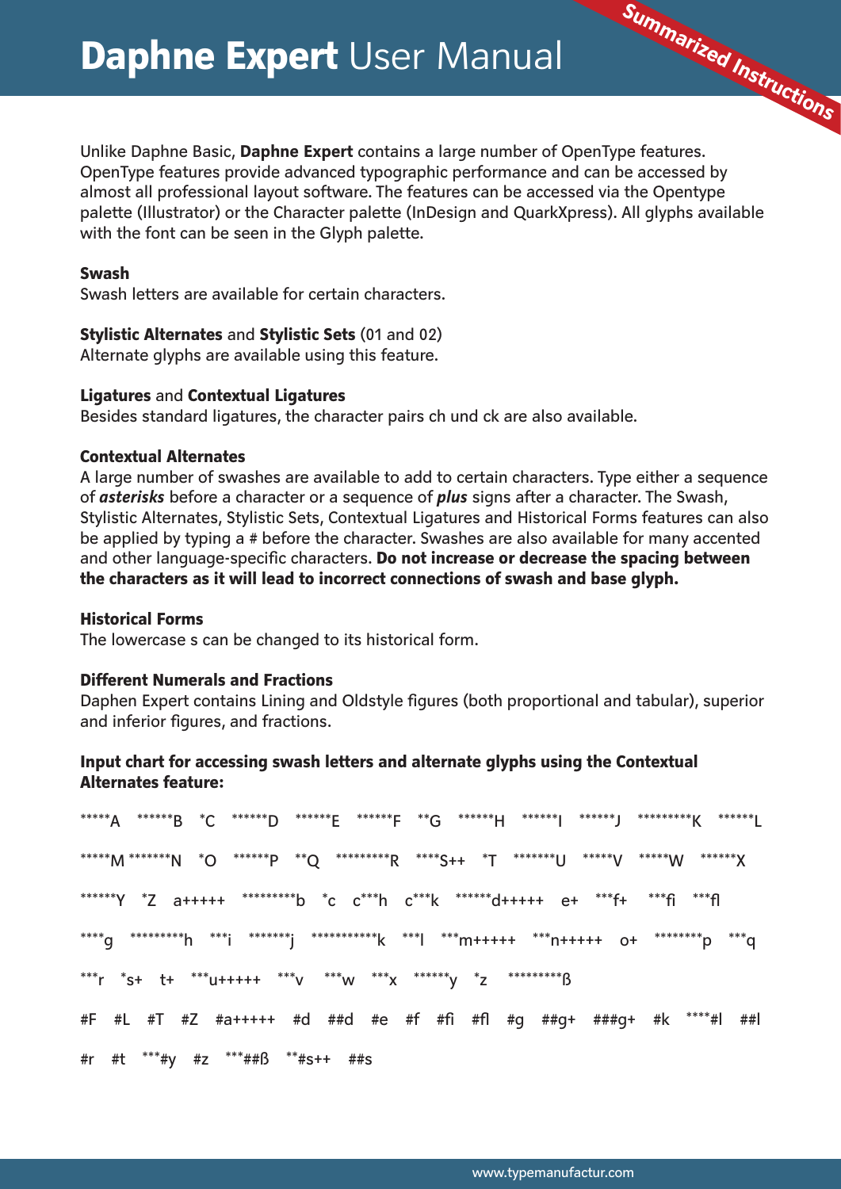# Daphne Expert User Manual

Summarized Instructions

Unlike Daphne Basic, **Daphne Expert** contains a large number of OpenType features. OpenType features provide advanced typographic performance and can be accessed by almost all professional layout software. The features can be accessed via the Opentype palette (Illustrator) or the Character palette (InDesign and QuarkXpress). All glyphs available with the font can be seen in the Glyph palette.

**Swash**
Swash letters are available for certain characters.

**Stylistic Alternates** and **Stylistic Sets** (01 and 02)
Alternate glyphs are available using this feature.

**Ligatures** and **Contextual Ligatures**
Besides standard ligatures, the character pairs ch und ck are also available.

**Contextual Alternates**
A large number of swashes are available to add to certain characters. Type either a sequence of ***asterisks*** before a character or a sequence of ***plus*** signs after a character. The Swash, Stylistic Alternates, Stylistic Sets, Contextual Ligatures and Historical Forms features can also be applied by typing a # before the character. Swashes are also available for many accented and other language-specific characters. **Do not increase or decrease the spacing between the characters as it will lead to incorrect connections of swash and base glyph.**

**Historical Forms**
The lowercase s can be changed to its historical form.

**Different Numerals and Fractions**
Daphen Expert contains Lining and Oldstyle figures (both proportional and tabular), superior and inferior figures, and fractions.

**Input chart for accessing swash letters and alternate glyphs using the Contextual Alternates feature:**

*****A ******B *C ******D ******E ******F **G ******H ******I ******J *********K ******L

*****M *******N *O ******P **Q *********R ****S++ *T *******U *****V *****W ******X

******Y *Z a+++++ *********b *c c***h c***k ******d+++++ e+ ***f+ ***fi ***fl

****g *********h ***i *******j ***********k ***l ***m+++++ ***n+++++ o+ ********p ***q

***r *s+ t+ ***u+++++ ***v ***w ***x ******y *z *********ß

#F #L #T #Z #a+++++ #d ##d #e #f #fi #fl #g ##g+ ###g+ #k ****#l ##l

#r #t ***#y #z ***##ß **#s++ ##s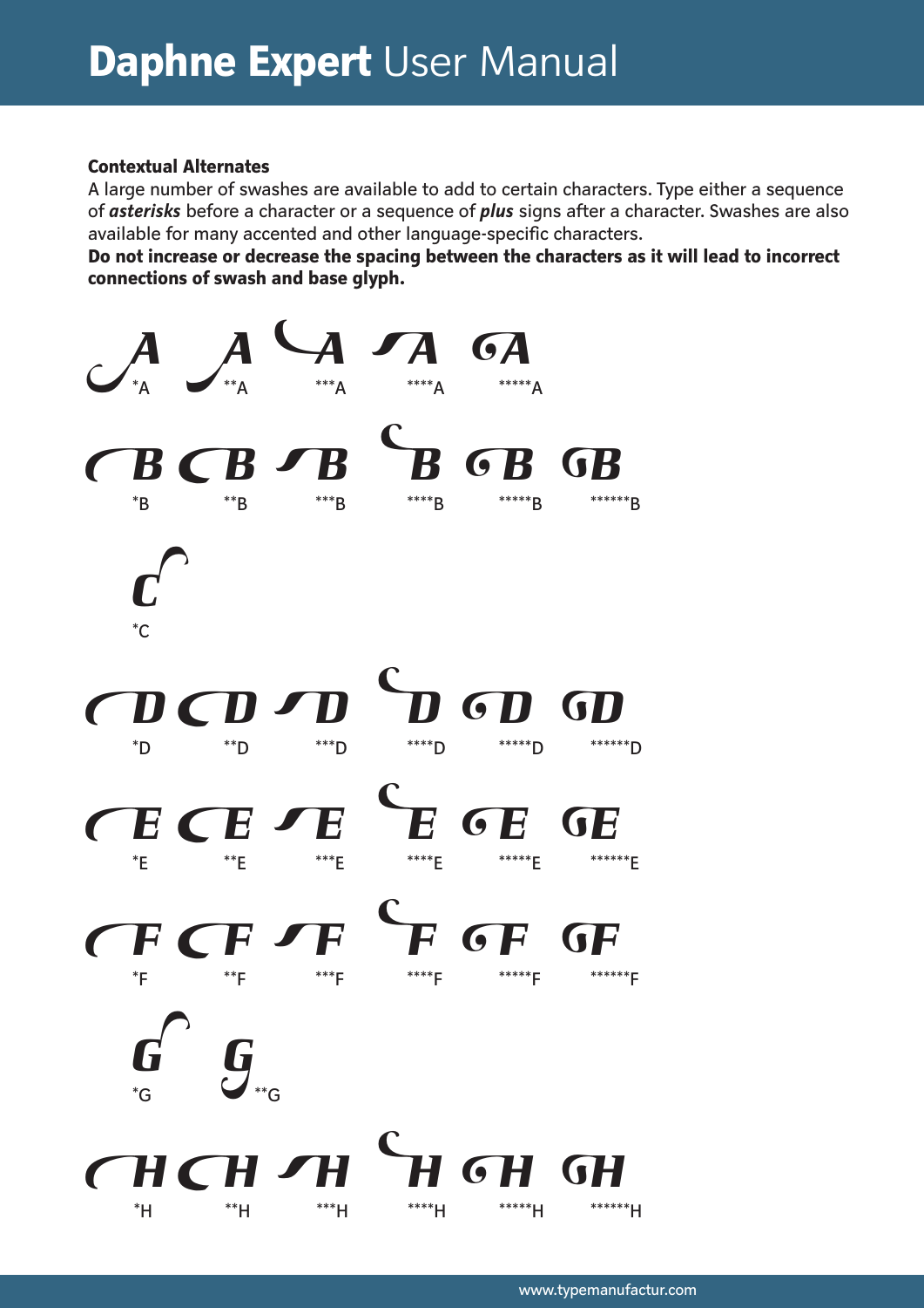**Contextual Alternates**

A large number of swashes are available to add to certain characters. Type either a sequence of ***asterisks*** before a character or a sequence of ***plus*** signs after a character. Swashes are also available for many accented and other language-specific characters.

**Do not increase or decrease the spacing between the characters as it will lead to incorrect connections of swash and base glyph.**

*A **A ***A ****A *****A

*B **B ***B ****B *****B ******B

*C

*D **D ***D ****D *****D ******D

*E **E ***E ****E *****E ******E

*F **F ***F ****F *****F ******F

*G **G

*H **H ***H ****H *****H ******H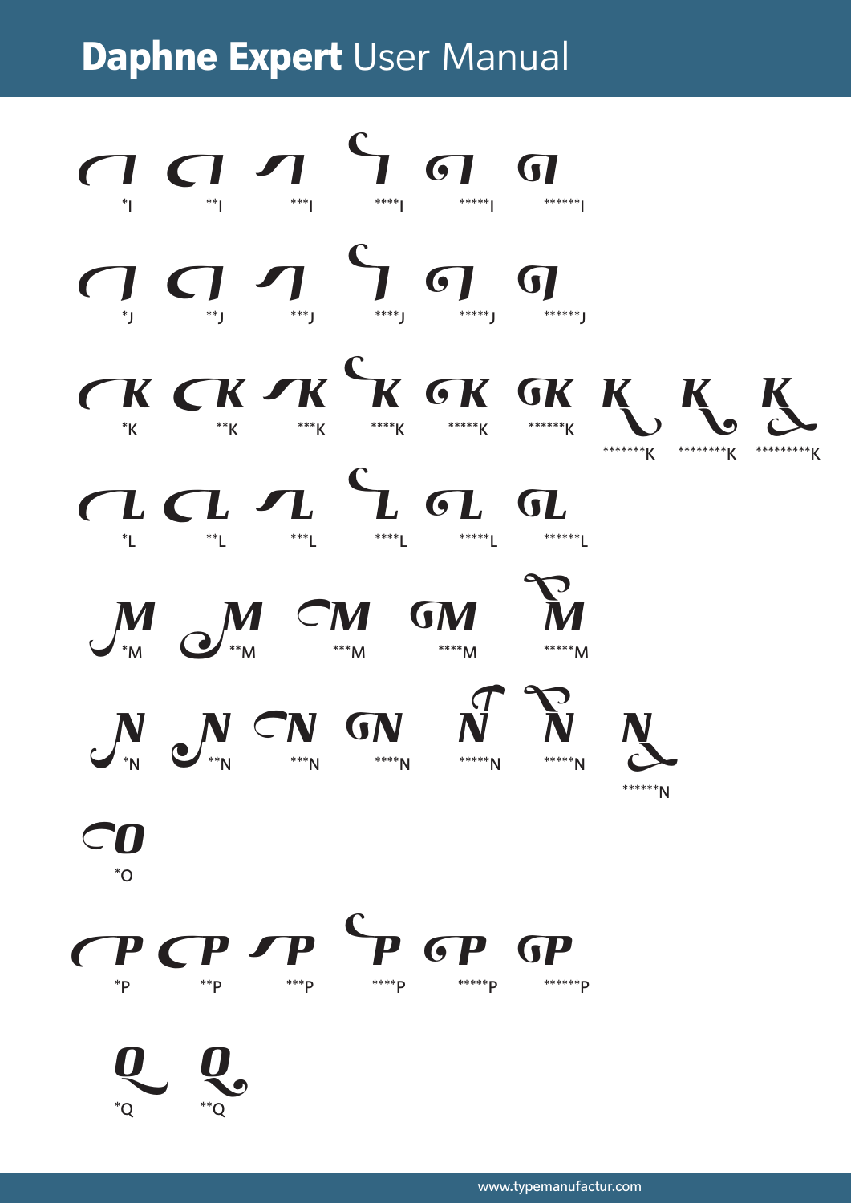*I **I ***I ****I *****I ******I

*J **J ***J ****J *****J ******J

*K **K ***K ****K *****K ******K *******K ********K *********K

*L **L ***L ****L *****L ******L

*M **M ***M ****M *****M

*N **N ***N ****N *****N *****N ******N

*O

*P **P ***P ****P *****P ******P

*Q **Q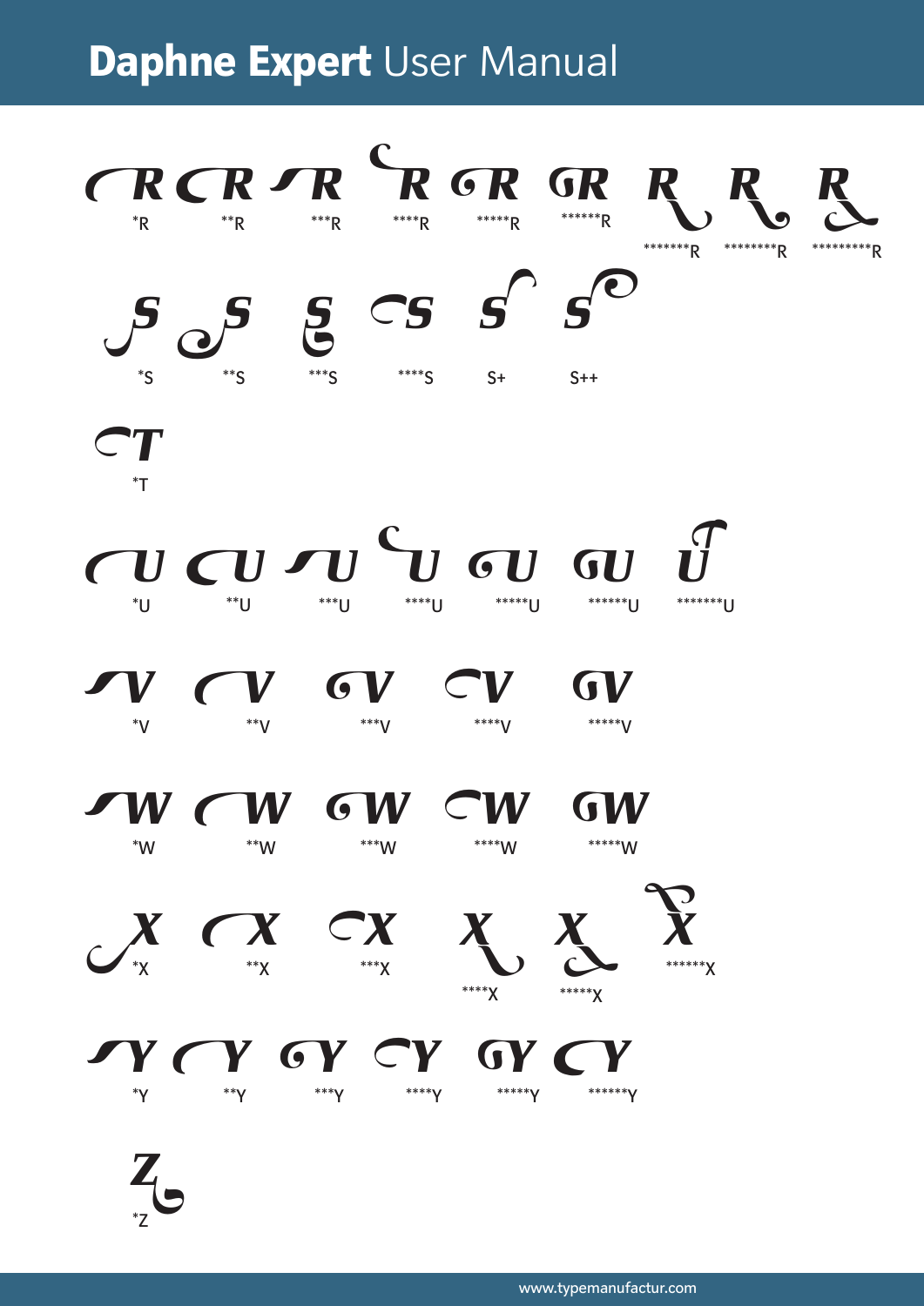*R **R ***R ****R *****R ******R *******R ********R *********R

*S **S ***S ****S S+ S++

*T

*U **U ***U ****U *****U ******U *******U

*V **V ***V ****V *****V

*W **W ***W ****W *****W

*X **X ***X ****X *****X ******X

*Y **Y ***Y ****Y *****Y ******Y

*Z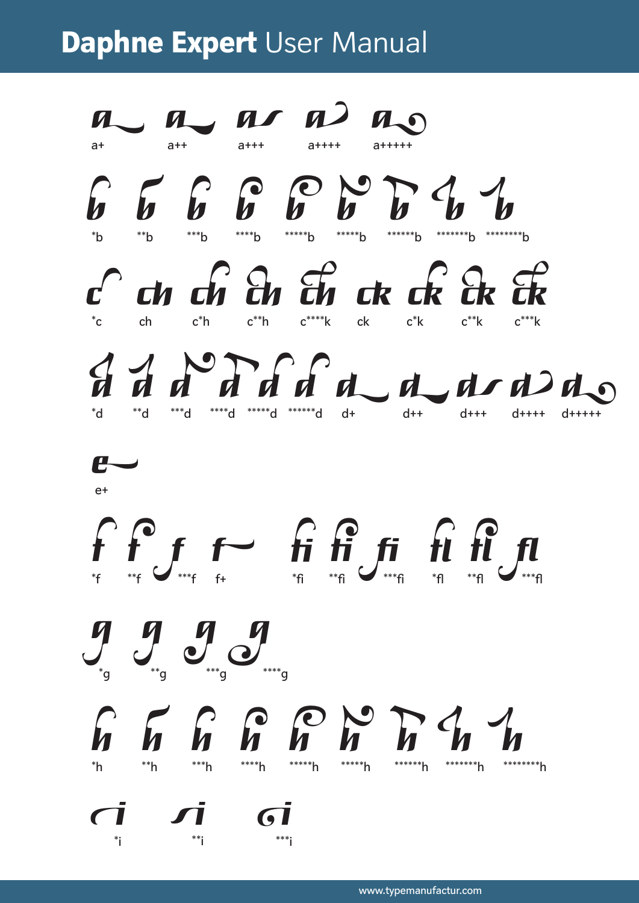# Daphne Expert User Manual

a+ a++ a+++ a++++ a+++++

*b **b ***b ****b *****b *****b ******b *******b ********b

*c ch c*h c**h c****k ck c*k c**k c***k

*d **d ***d ****d *****d ******d d+ d++ d+++ d++++ d+++++

e+

*f **f ***f f+ *fi **fi ***fi *fl **fl ***fl

*g **g ***g ****g

*h **h ***h ****h *****h *****h ******h *******h ********h

*i **i ***i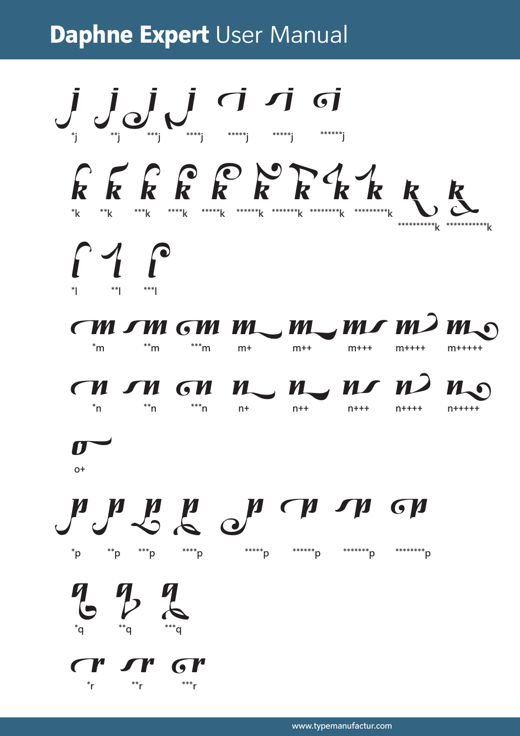*j **j ***j ****j *****j *****j ******j

*k **k ***k ****k *****k ******k *******k ********k *********k **********k ***********k

*l **l ***l

*m **m ***m m+ m++ m+++ m++++ m+++++

*n **n ***n n+ n++ n+++ n++++ n+++++

o+

*p **p ***p ****p *****p ******p *******p ********p

*q **q ***q

*r **r ***r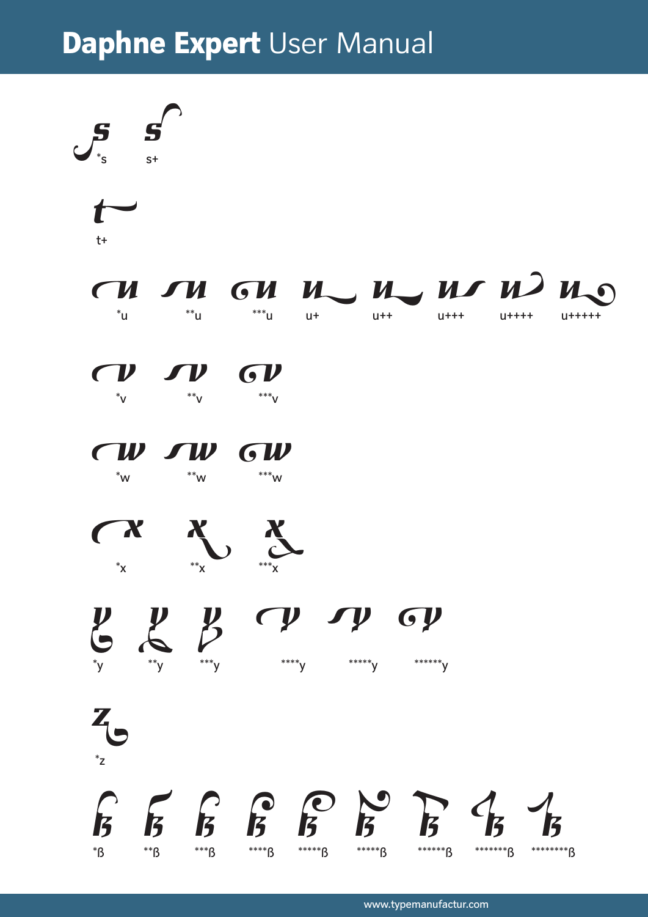*s s+

t+

*u **u ***u u+ u++ u+++ u++++ u+++++

*v **v ***v

*w **w ***w

*x **x ***x

*y **y ***y ****y *****y ******y

*z

*ß **ß ***ß ****ß *****ß *****ß ******ß *******ß ********ß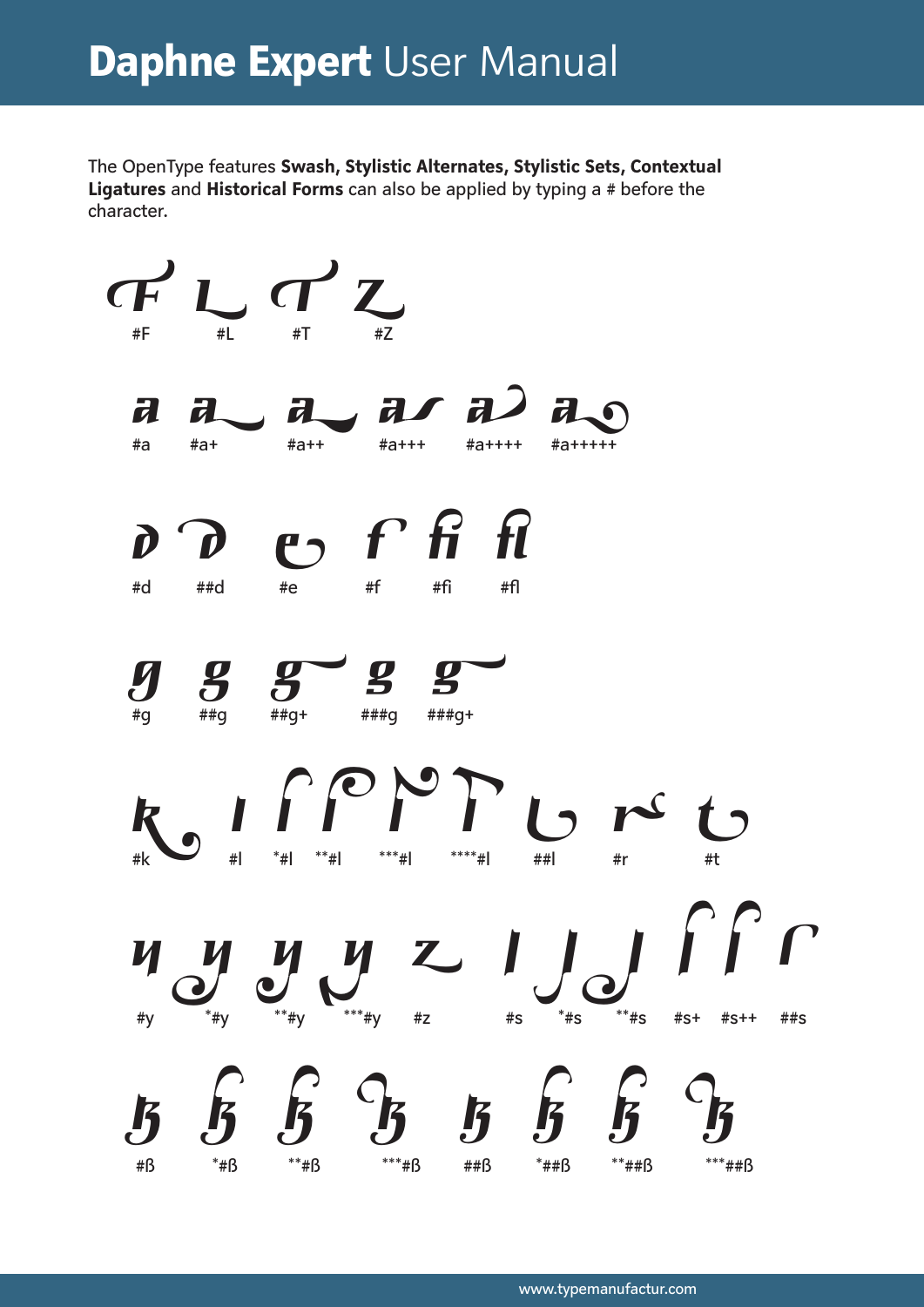# **Daphne Expert** User Manual

The OpenType features **Swash, Stylistic Alternates, Stylistic Sets, Contextual Ligatures** and **Historical Forms** can also be applied by typing a # before the character.

#F #L #T #Z

#a #a+ #a++ #a+++ #a++++ #a+++++

#d ##d #e #f #fi #fl

#g ##g ##g+ ###g ###g+

#k #l *#l **#l ***#l ****#l ##l #r #t

#y *#y **#y ***#y #z #s *#s **#s #s+ #s++ ##s

#ß *#ß **#ß ***#ß ##ß *##ß **##ß ***##ß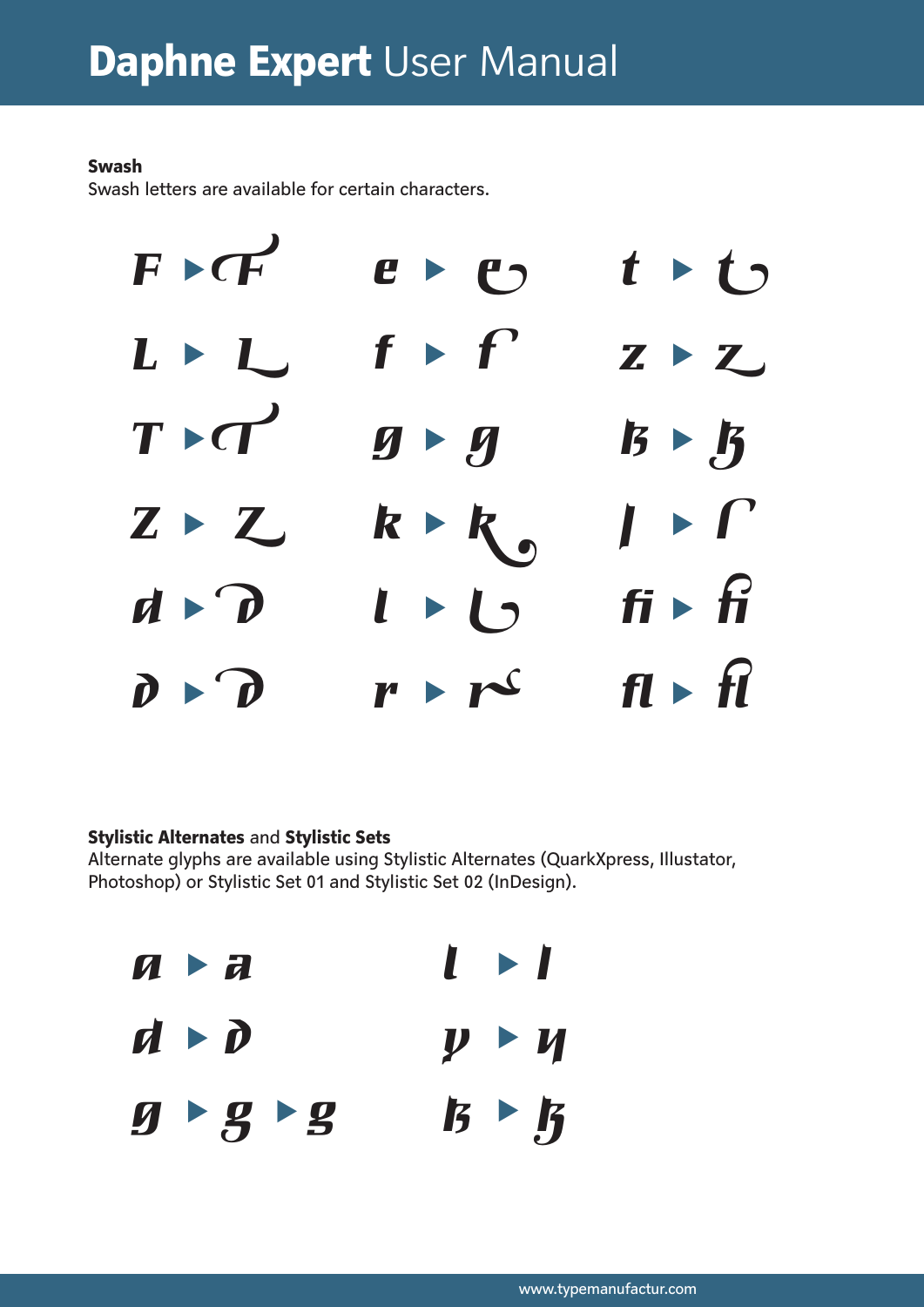# **Daphne Expert** User Manual

**Swash**

Swash letters are available for certain characters.

F ▸ F
e ▸ e
t ▸ t
L ▸ L
f ▸ f
z ▸ z
T ▸ T
g ▸ g
ß ▸ ß
Z ▸ Z
k ▸ k
ſ ▸ ſ
d ▸ ∂
l ▸ l
fi ▸ fi
∂ ▸ ∂
r ▸ r
fl ▸ fl

**Stylistic Alternates** and **Stylistic Sets**

Alternate glyphs are available using Stylistic Alternates (QuarkXpress, Illustator, Photoshop) or Stylistic Set 01 and Stylistic Set 02 (InDesign).

a ▸ a
l ▸ l
d ▸ ∂
y ▸ y
g ▸ g ▸ g
ß ▸ ß

www.typemanufactur.com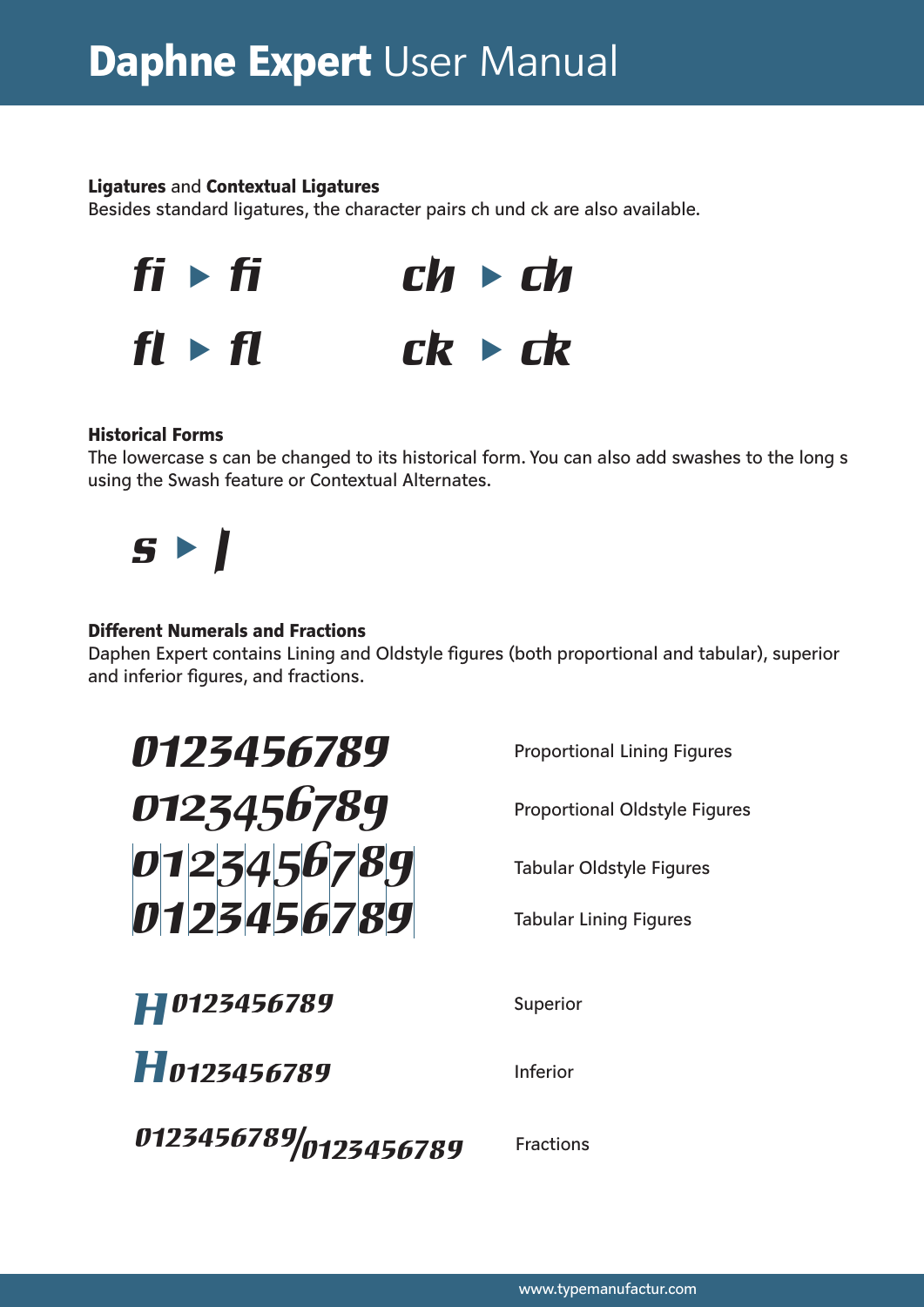# **Daphne Expert** User Manual

**Ligatures** and **Contextual Ligatures**

Besides standard ligatures, the character pairs ch und ck are also available.

fi ▸ fi    ch ▸ ch

fl ▸ fl    ck ▸ ck

**Historical Forms**

The lowercase s can be changed to its historical form. You can also add swashes to the long s using the Swash feature or Contextual Alternates.

s ▸ ſ

**Different Numerals and Fractions**

Daphen Expert contains Lining and Oldstyle figures (both proportional and tabular), superior and inferior figures, and fractions.

0123456789 Proportional Lining Figures

0123456789 Proportional Oldstyle Figures

0123456789 Tabular Oldstyle Figures

0123456789 Tabular Lining Figures

H0123456789 Superior

H0123456789 Inferior

0123456789/0123456789 Fractions

www.typemanufactur.com